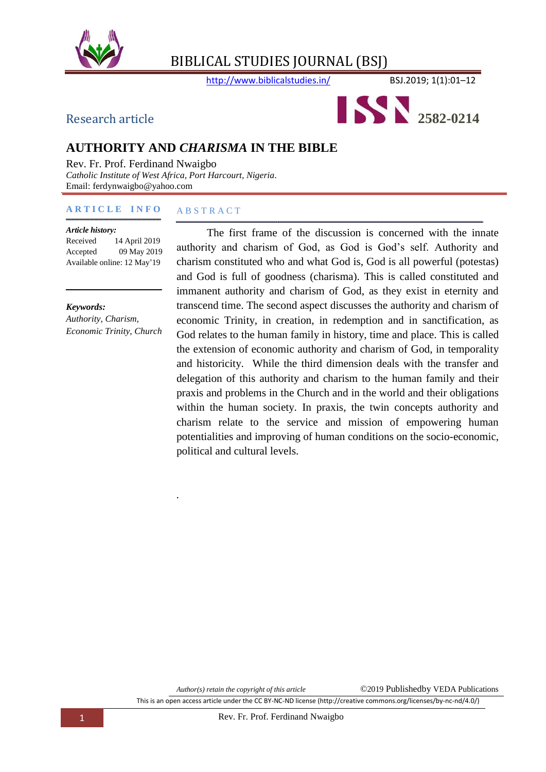Research article

ISSN 2582-0214

# AUTHORITY AND *CHARISMA* IN THE BIBLE

Rev. Fr. Prof. Ferdinand Nwaigbo

*Catholic Institute of West Africa, Port Harcourt, Nigeria.*

Email: ferdynwaigbo@yahoo.com

**ARTICLE INFO**

***Article history:***

Received 14 April 2019

Accepted 09 May 2019

Available online: 12 May'19

***Keywords:***

*Authority, Charism, Economic Trinity, Church*

**ABSTRACT**

The first frame of the discussion is concerned with the innate authority and charism of God, as God is God's self. Authority and charism constituted who and what God is, God is all powerful (potestas) and God is full of goodness (charisma). This is called constituted and immanent authority and charism of God, as they exist in eternity and transcend time. The second aspect discusses the authority and charism of economic Trinity, in creation, in redemption and in sanctification, as God relates to the human family in history, time and place. This is called the extension of economic authority and charism of God, in temporality and historicity. While the third dimension deals with the transfer and delegation of this authority and charism to the human family and their praxis and problems in the Church and in the world and their obligations within the human society. In praxis, the twin concepts authority and charism relate to the service and mission of empowering human potentialities and improving of human conditions on the socio-economic, political and cultural levels.

*Author(s) retain the copyright of this article* ©2019 Publishedby VEDA Publications

This is an open access article under the CC BY-NC-ND license (http://creative commons.org/licenses/by-nc-nd/4.0/)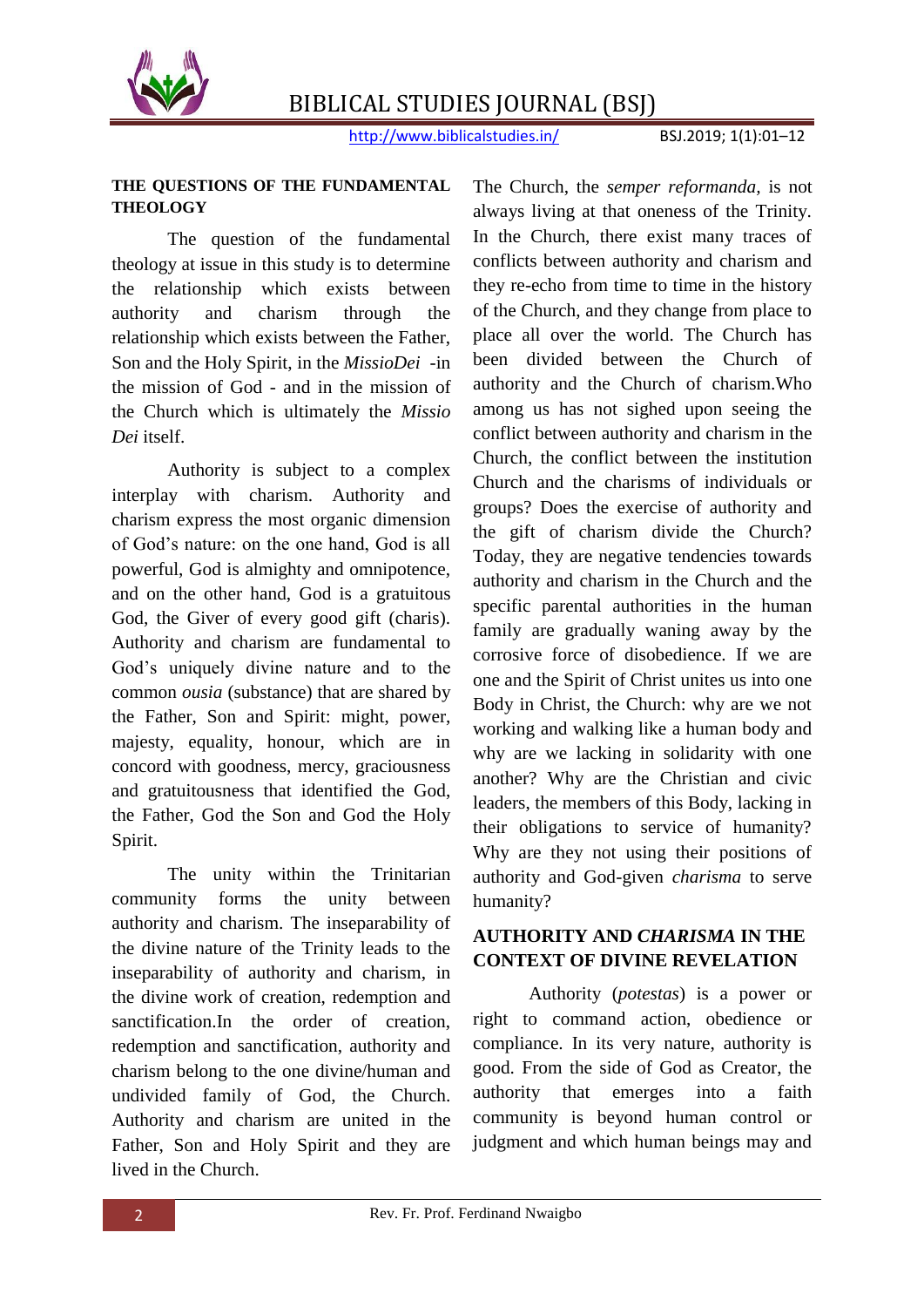## THE QUESTIONS OF THE FUNDAMENTAL THEOLOGY

The question of the fundamental theology at issue in this study is to determine the relationship which exists between authority and charism through the relationship which exists between the Father, Son and the Holy Spirit, in the *MissioDei* -in the mission of God - and in the mission of the Church which is ultimately the *Missio Dei* itself.

Authority is subject to a complex interplay with charism. Authority and charism express the most organic dimension of God's nature: on the one hand, God is all powerful, God is almighty and omnipotence, and on the other hand, God is a gratuitous God, the Giver of every good gift (charis). Authority and charism are fundamental to God's uniquely divine nature and to the common *ousia* (substance) that are shared by the Father, Son and Spirit: might, power, majesty, equality, honour, which are in concord with goodness, mercy, graciousness and gratuitousness that identified the God, the Father, God the Son and God the Holy Spirit.

The unity within the Trinitarian community forms the unity between authority and charism. The inseparability of the divine nature of the Trinity leads to the inseparability of authority and charism, in the divine work of creation, redemption and sanctification.In the order of creation, redemption and sanctification, authority and charism belong to the one divine/human and undivided family of God, the Church. Authority and charism are united in the Father, Son and Holy Spirit and they are lived in the Church.

The Church, the *semper reformanda*, is not always living at that oneness of the Trinity. In the Church, there exist many traces of conflicts between authority and charism and they re-echo from time to time in the history of the Church, and they change from place to place all over the world. The Church has been divided between the Church of authority and the Church of charism.Who among us has not sighed upon seeing the conflict between authority and charism in the Church, the conflict between the institution Church and the charisms of individuals or groups? Does the exercise of authority and the gift of charism divide the Church? Today, they are negative tendencies towards authority and charism in the Church and the specific parental authorities in the human family are gradually waning away by the corrosive force of disobedience. If we are one and the Spirit of Christ unites us into one Body in Christ, the Church: why are we not working and walking like a human body and why are we lacking in solidarity with one another? Why are the Christian and civic leaders, the members of this Body, lacking in their obligations to service of humanity? Why are they not using their positions of authority and God-given *charisma* to serve humanity?

## AUTHORITY AND *CHARISMA* IN THE CONTEXT OF DIVINE REVELATION

Authority (*potestas*) is a power or right to command action, obedience or compliance. In its very nature, authority is good. From the side of God as Creator, the authority that emerges into a faith community is beyond human control or judgment and which human beings may and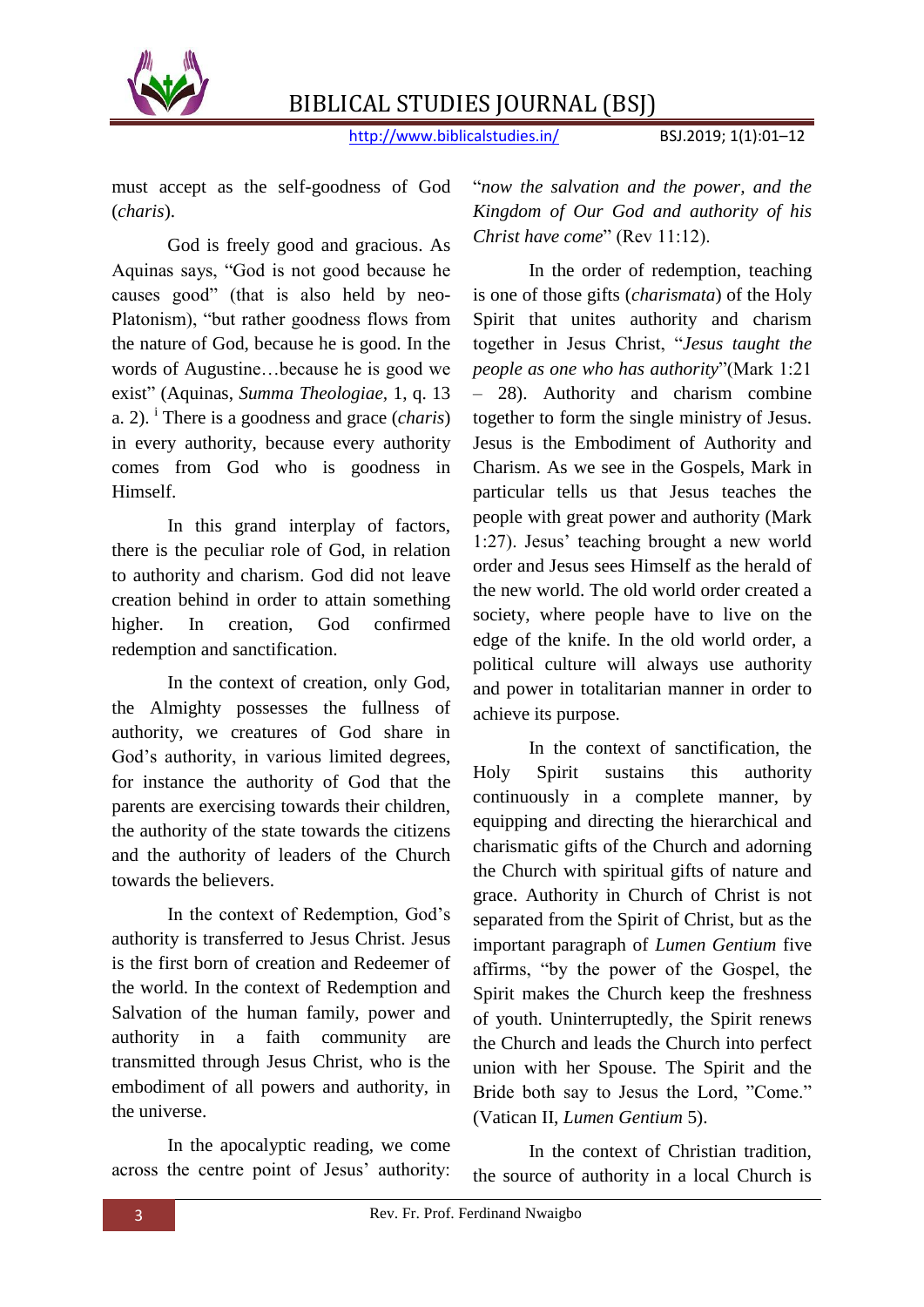must accept as the self-goodness of God (*charis*).

God is freely good and gracious. As Aquinas says, "God is not good because he causes good" (that is also held by neo-Platonism), "but rather goodness flows from the nature of God, because he is good. In the words of Augustine…because he is good we exist" (Aquinas, *Summa Theologiae*, 1, q. 13 a. 2).[i] There is a goodness and grace (*charis*) in every authority, because every authority comes from God who is goodness in Himself.

In this grand interplay of factors, there is the peculiar role of God, in relation to authority and charism. God did not leave creation behind in order to attain something higher. In creation, God confirmed redemption and sanctification.

In the context of creation, only God, the Almighty possesses the fullness of authority, we creatures of God share in God's authority, in various limited degrees, for instance the authority of God that the parents are exercising towards their children, the authority of the state towards the citizens and the authority of leaders of the Church towards the believers.

In the context of Redemption, God's authority is transferred to Jesus Christ. Jesus is the first born of creation and Redeemer of the world. In the context of Redemption and Salvation of the human family, power and authority in a faith community are transmitted through Jesus Christ, who is the embodiment of all powers and authority, in the universe.

In the apocalyptic reading, we come across the centre point of Jesus' authority: "*now the salvation and the power, and the Kingdom of Our God and authority of his Christ have come*" (Rev 11:12).

In the order of redemption, teaching is one of those gifts (*charismata*) of the Holy Spirit that unites authority and charism together in Jesus Christ, "*Jesus taught the people as one who has authority*"(Mark 1:21 – 28). Authority and charism combine together to form the single ministry of Jesus. Jesus is the Embodiment of Authority and Charism. As we see in the Gospels, Mark in particular tells us that Jesus teaches the people with great power and authority (Mark 1:27). Jesus' teaching brought a new world order and Jesus sees Himself as the herald of the new world. The old world order created a society, where people have to live on the edge of the knife. In the old world order, a political culture will always use authority and power in totalitarian manner in order to achieve its purpose.

In the context of sanctification, the Holy Spirit sustains this authority continuously in a complete manner, by equipping and directing the hierarchical and charismatic gifts of the Church and adorning the Church with spiritual gifts of nature and grace. Authority in Church of Christ is not separated from the Spirit of Christ, but as the important paragraph of *Lumen Gentium* five affirms, "by the power of the Gospel, the Spirit makes the Church keep the freshness of youth. Uninterruptedly, the Spirit renews the Church and leads the Church into perfect union with her Spouse. The Spirit and the Bride both say to Jesus the Lord, "Come." (Vatican II, *Lumen Gentium* 5).

In the context of Christian tradition, the source of authority in a local Church is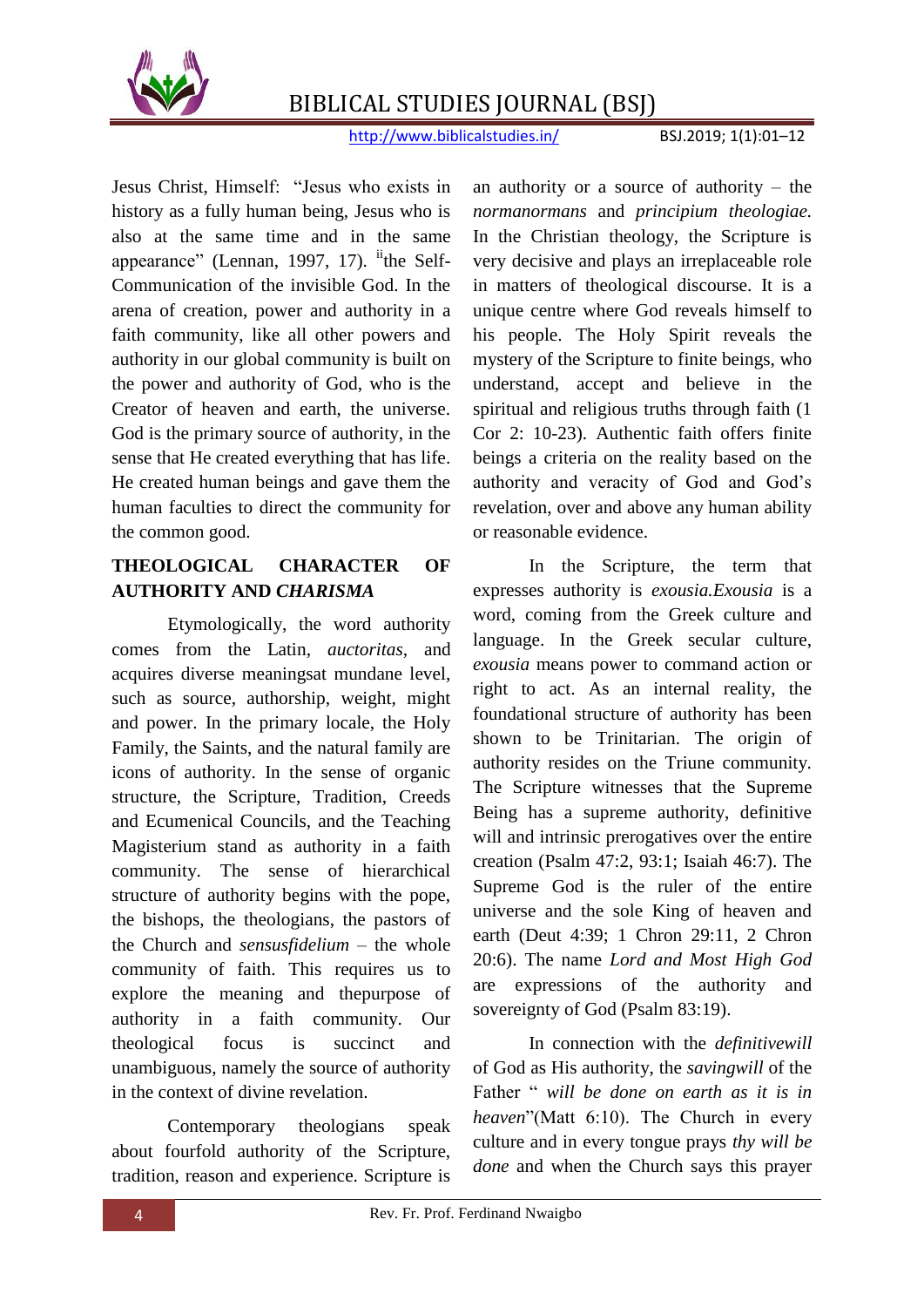Jesus Christ, Himself: "Jesus who exists in history as a fully human being, Jesus who is also at the same time and in the same appearance" (Lennan, 1997, 17). [ii]the Self-Communication of the invisible God. In the arena of creation, power and authority in a faith community, like all other powers and authority in our global community is built on the power and authority of God, who is the Creator of heaven and earth, the universe. God is the primary source of authority, in the sense that He created everything that has life. He created human beings and gave them the human faculties to direct the community for the common good.

## THEOLOGICAL CHARACTER OF AUTHORITY AND *CHARISMA*

Etymologically, the word authority comes from the Latin, *auctoritas,* and acquires diverse meaningsat mundane level, such as source, authorship, weight, might and power. In the primary locale, the Holy Family, the Saints, and the natural family are icons of authority. In the sense of organic structure, the Scripture, Tradition, Creeds and Ecumenical Councils, and the Teaching Magisterium stand as authority in a faith community. The sense of hierarchical structure of authority begins with the pope, the bishops, the theologians, the pastors of the Church and *sensusfidelium* – the whole community of faith. This requires us to explore the meaning and thepurpose of authority in a faith community. Our theological focus is succinct and unambiguous, namely the source of authority in the context of divine revelation.

Contemporary theologians speak about fourfold authority of the Scripture, tradition, reason and experience. Scripture is an authority or a source of authority – the *normanormans* and *principium theologiae.* In the Christian theology, the Scripture is very decisive and plays an irreplaceable role in matters of theological discourse. It is a unique centre where God reveals himself to his people. The Holy Spirit reveals the mystery of the Scripture to finite beings, who understand, accept and believe in the spiritual and religious truths through faith (1 Cor 2: 10-23). Authentic faith offers finite beings a criteria on the reality based on the authority and veracity of God and God's revelation, over and above any human ability or reasonable evidence.

In the Scripture, the term that expresses authority is *exousia.Exousia* is a word, coming from the Greek culture and language. In the Greek secular culture, *exousia* means power to command action or right to act. As an internal reality, the foundational structure of authority has been shown to be Trinitarian. The origin of authority resides on the Triune community. The Scripture witnesses that the Supreme Being has a supreme authority, definitive will and intrinsic prerogatives over the entire creation (Psalm 47:2, 93:1; Isaiah 46:7). The Supreme God is the ruler of the entire universe and the sole King of heaven and earth (Deut 4:39; 1 Chron 29:11, 2 Chron 20:6). The name *Lord and Most High God* are expressions of the authority and sovereignty of God (Psalm 83:19).

In connection with the *definitivewill* of God as His authority, the *savingwill* of the Father " *will be done on earth as it is in heaven*"(Matt 6:10). The Church in every culture and in every tongue prays *thy will be done* and when the Church says this prayer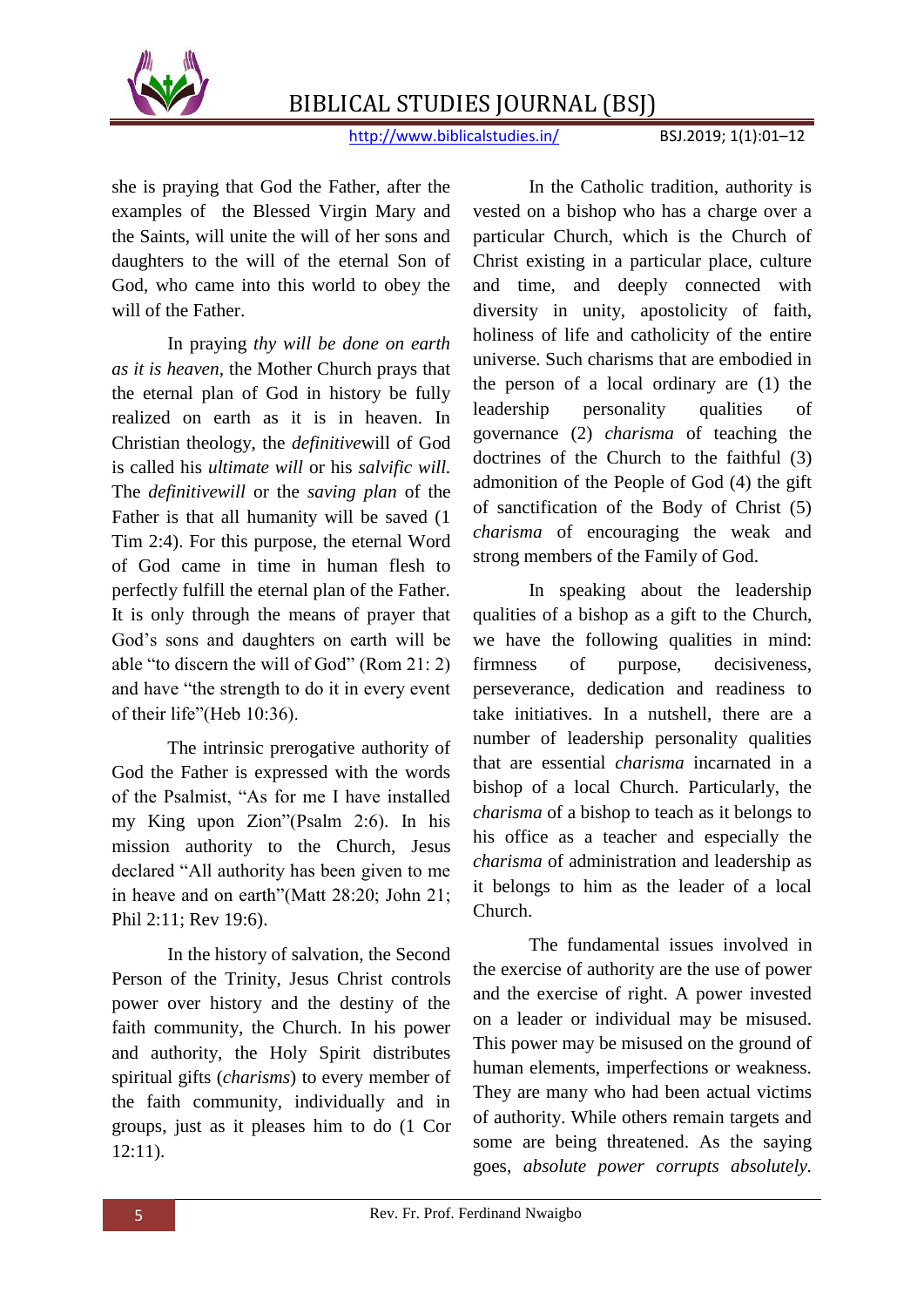she is praying that God the Father, after the examples of the Blessed Virgin Mary and the Saints, will unite the will of her sons and daughters to the will of the eternal Son of God, who came into this world to obey the will of the Father.

In praying *thy will be done on earth as it is heaven*, the Mother Church prays that the eternal plan of God in history be fully realized on earth as it is in heaven. In Christian theology, the *definitive*will of God is called his *ultimate will* or his *salvific will*. The *definitivewill* or the *saving plan* of the Father is that all humanity will be saved (1 Tim 2:4). For this purpose, the eternal Word of God came in time in human flesh to perfectly fulfill the eternal plan of the Father. It is only through the means of prayer that God's sons and daughters on earth will be able "to discern the will of God" (Rom 21: 2) and have "the strength to do it in every event of their life"(Heb 10:36).

The intrinsic prerogative authority of God the Father is expressed with the words of the Psalmist, "As for me I have installed my King upon Zion"(Psalm 2:6). In his mission authority to the Church, Jesus declared "All authority has been given to me in heave and on earth"(Matt 28:20; John 21; Phil 2:11; Rev 19:6).

In the history of salvation, the Second Person of the Trinity, Jesus Christ controls power over history and the destiny of the faith community, the Church. In his power and authority, the Holy Spirit distributes spiritual gifts (*charisms*) to every member of the faith community, individually and in groups, just as it pleases him to do (1 Cor 12:11).

In the Catholic tradition, authority is vested on a bishop who has a charge over a particular Church, which is the Church of Christ existing in a particular place, culture and time, and deeply connected with diversity in unity, apostolicity of faith, holiness of life and catholicity of the entire universe. Such charisms that are embodied in the person of a local ordinary are (1) the leadership personality qualities of governance (2) *charisma* of teaching the doctrines of the Church to the faithful (3) admonition of the People of God (4) the gift of sanctification of the Body of Christ (5) *charisma* of encouraging the weak and strong members of the Family of God.

In speaking about the leadership qualities of a bishop as a gift to the Church, we have the following qualities in mind: firmness of purpose, decisiveness, perseverance, dedication and readiness to take initiatives. In a nutshell, there are a number of leadership personality qualities that are essential *charisma* incarnated in a bishop of a local Church. Particularly, the *charisma* of a bishop to teach as it belongs to his office as a teacher and especially the *charisma* of administration and leadership as it belongs to him as the leader of a local Church.

The fundamental issues involved in the exercise of authority are the use of power and the exercise of right. A power invested on a leader or individual may be misused. This power may be misused on the ground of human elements, imperfections or weakness. They are many who had been actual victims of authority. While others remain targets and some are being threatened. As the saying goes, *absolute power corrupts absolutely.*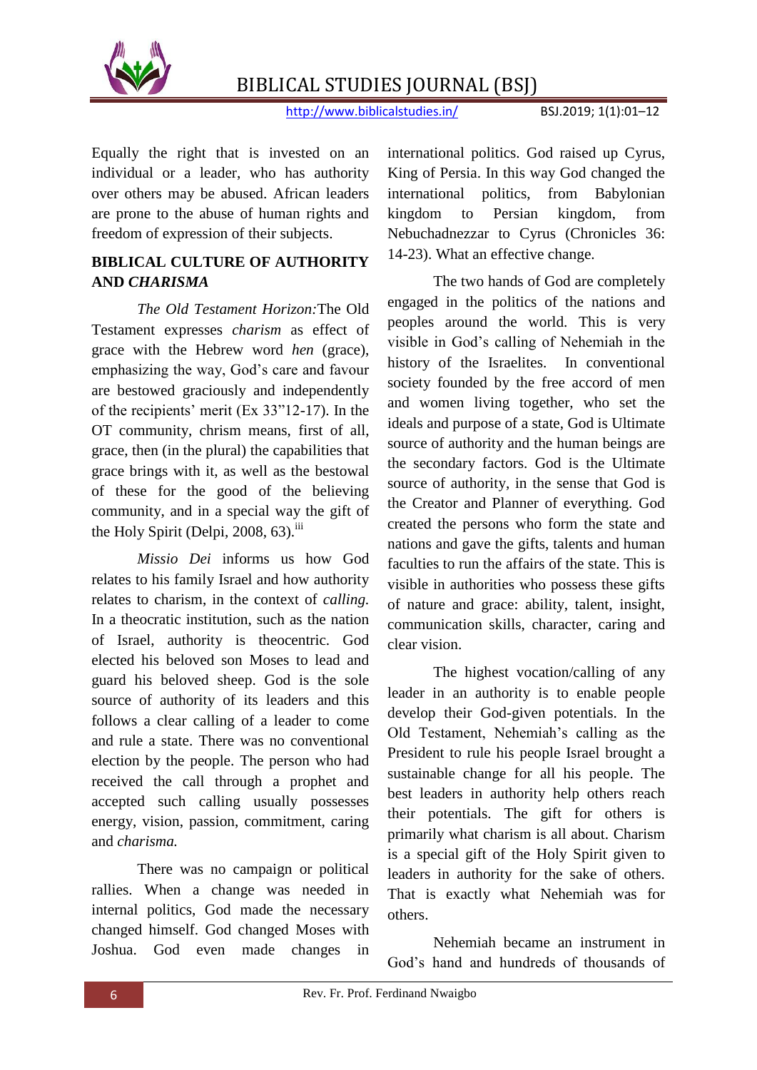Equally the right that is invested on an individual or a leader, who has authority over others may be abused. African leaders are prone to the abuse of human rights and freedom of expression of their subjects.

## BIBLICAL CULTURE OF AUTHORITY AND *CHARISMA*

*The Old Testament Horizon:*The Old Testament expresses *charism* as effect of grace with the Hebrew word *hen* (grace), emphasizing the way, God's care and favour are bestowed graciously and independently of the recipients' merit (Ex 33"12-17). In the OT community, chrism means, first of all, grace, then (in the plural) the capabilities that grace brings with it, as well as the bestowal of these for the good of the believing community, and in a special way the gift of the Holy Spirit (Delpi, 2008, 63).[iii]

*Missio Dei* informs us how God relates to his family Israel and how authority relates to charism, in the context of *calling.* In a theocratic institution, such as the nation of Israel, authority is theocentric. God elected his beloved son Moses to lead and guard his beloved sheep. God is the sole source of authority of its leaders and this follows a clear calling of a leader to come and rule a state. There was no conventional election by the people. The person who had received the call through a prophet and accepted such calling usually possesses energy, vision, passion, commitment, caring and *charisma.*

There was no campaign or political rallies. When a change was needed in internal politics, God made the necessary changed himself. God changed Moses with Joshua. God even made changes in international politics. God raised up Cyrus, King of Persia. In this way God changed the international politics, from Babylonian kingdom to Persian kingdom, from Nebuchadnezzar to Cyrus (Chronicles 36: 14-23). What an effective change.

The two hands of God are completely engaged in the politics of the nations and peoples around the world. This is very visible in God's calling of Nehemiah in the history of the Israelites. In conventional society founded by the free accord of men and women living together, who set the ideals and purpose of a state, God is Ultimate source of authority and the human beings are the secondary factors. God is the Ultimate source of authority, in the sense that God is the Creator and Planner of everything. God created the persons who form the state and nations and gave the gifts, talents and human faculties to run the affairs of the state. This is visible in authorities who possess these gifts of nature and grace: ability, talent, insight, communication skills, character, caring and clear vision.

The highest vocation/calling of any leader in an authority is to enable people develop their God-given potentials. In the Old Testament, Nehemiah's calling as the President to rule his people Israel brought a sustainable change for all his people. The best leaders in authority help others reach their potentials. The gift for others is primarily what charism is all about. Charism is a special gift of the Holy Spirit given to leaders in authority for the sake of others. That is exactly what Nehemiah was for others.

Nehemiah became an instrument in God's hand and hundreds of thousands of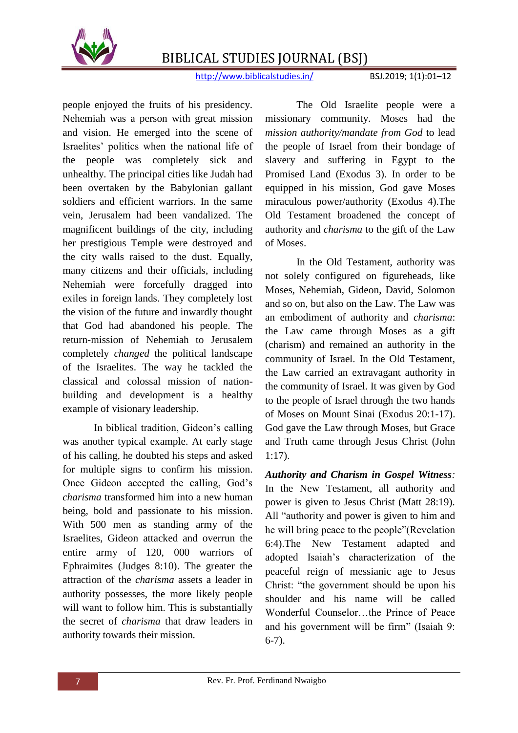people enjoyed the fruits of his presidency. Nehemiah was a person with great mission and vision. He emerged into the scene of Israelites' politics when the national life of the people was completely sick and unhealthy. The principal cities like Judah had been overtaken by the Babylonian gallant soldiers and efficient warriors. In the same vein, Jerusalem had been vandalized. The magnificent buildings of the city, including her prestigious Temple were destroyed and the city walls raised to the dust. Equally, many citizens and their officials, including Nehemiah were forcefully dragged into exiles in foreign lands. They completely lost the vision of the future and inwardly thought that God had abandoned his people. The return-mission of Nehemiah to Jerusalem completely *changed* the political landscape of the Israelites. The way he tackled the classical and colossal mission of nation-building and development is a healthy example of visionary leadership.

In biblical tradition, Gideon's calling was another typical example. At early stage of his calling, he doubted his steps and asked for multiple signs to confirm his mission. Once Gideon accepted the calling, God's *charisma* transformed him into a new human being, bold and passionate to his mission. With 500 men as standing army of the Israelites, Gideon attacked and overrun the entire army of 120, 000 warriors of Ephraimites (Judges 8:10). The greater the attraction of the *charisma* assets a leader in authority possesses, the more likely people will want to follow him. This is substantially the secret of *charisma* that draw leaders in authority towards their mission.

The Old Israelite people were a missionary community. Moses had the *mission authority/mandate from God* to lead the people of Israel from their bondage of slavery and suffering in Egypt to the Promised Land (Exodus 3). In order to be equipped in his mission, God gave Moses miraculous power/authority (Exodus 4).The Old Testament broadened the concept of authority and *charisma* to the gift of the Law of Moses.

In the Old Testament, authority was not solely configured on figureheads, like Moses, Nehemiah, Gideon, David, Solomon and so on, but also on the Law. The Law was an embodiment of authority and *charisma*: the Law came through Moses as a gift (charism) and remained an authority in the community of Israel. In the Old Testament, the Law carried an extravagant authority in the community of Israel. It was given by God to the people of Israel through the two hands of Moses on Mount Sinai (Exodus 20:1-17). God gave the Law through Moses, but Grace and Truth came through Jesus Christ (John 1:17).

***Authority and Charism in Gospel Witness**:* In the New Testament, all authority and power is given to Jesus Christ (Matt 28:19). All "authority and power is given to him and he will bring peace to the people"(Revelation 6:4).The New Testament adapted and adopted Isaiah's characterization of the peaceful reign of messianic age to Jesus Christ: "the government should be upon his shoulder and his name will be called Wonderful Counselor…the Prince of Peace and his government will be firm" (Isaiah 9: 6-7).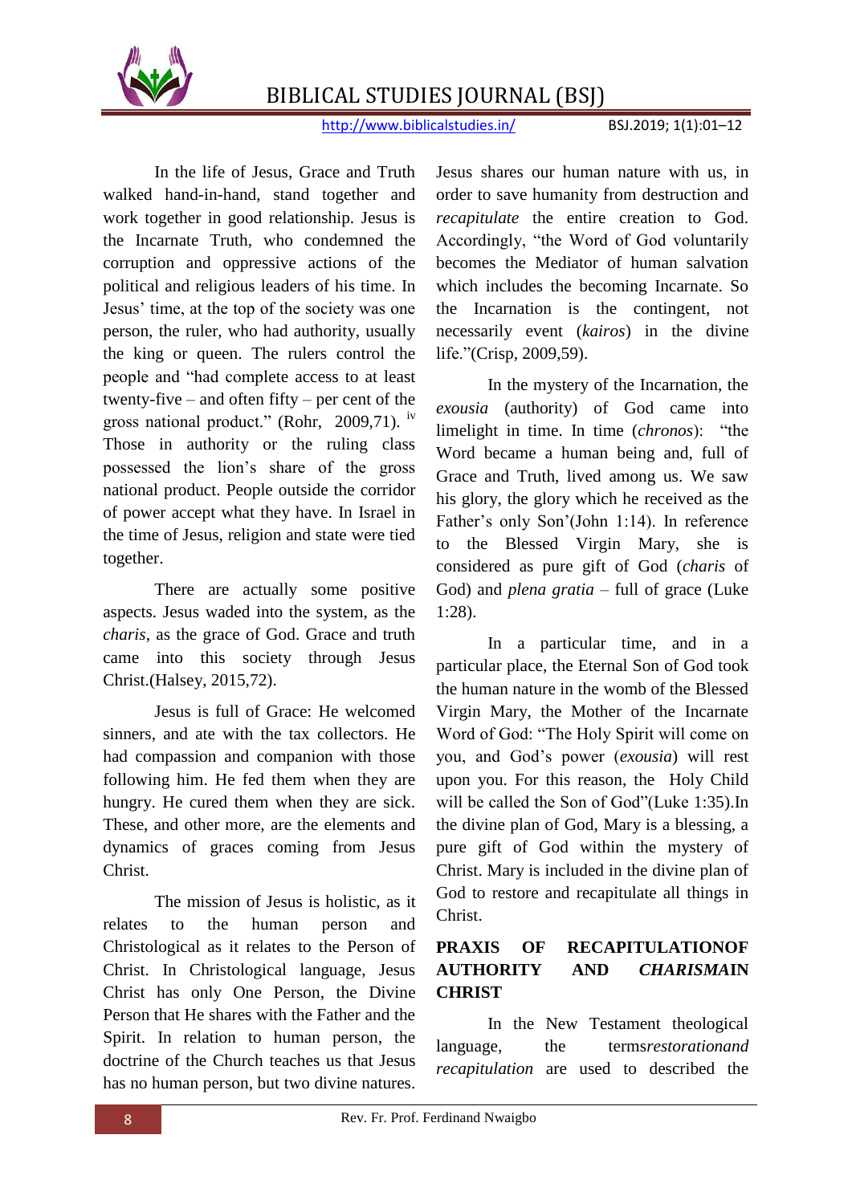In the life of Jesus, Grace and Truth walked hand-in-hand, stand together and work together in good relationship. Jesus is the Incarnate Truth, who condemned the corruption and oppressive actions of the political and religious leaders of his time. In Jesus' time, at the top of the society was one person, the ruler, who had authority, usually the king or queen. The rulers control the people and "had complete access to at least twenty-five – and often fifty – per cent of the gross national product." (Rohr, 2009,71). [iv] Those in authority or the ruling class possessed the lion's share of the gross national product. People outside the corridor of power accept what they have. In Israel in the time of Jesus, religion and state were tied together.

There are actually some positive aspects. Jesus waded into the system, as the *charis*, as the grace of God. Grace and truth came into this society through Jesus Christ.(Halsey, 2015,72).

Jesus is full of Grace: He welcomed sinners, and ate with the tax collectors. He had compassion and companion with those following him. He fed them when they are hungry. He cured them when they are sick. These, and other more, are the elements and dynamics of graces coming from Jesus Christ.

The mission of Jesus is holistic, as it relates to the human person and Christological as it relates to the Person of Christ. In Christological language, Jesus Christ has only One Person, the Divine Person that He shares with the Father and the Spirit. In relation to human person, the doctrine of the Church teaches us that Jesus has no human person, but two divine natures. Jesus shares our human nature with us, in order to save humanity from destruction and *recapitulate* the entire creation to God. Accordingly, "the Word of God voluntarily becomes the Mediator of human salvation which includes the becoming Incarnate. So the Incarnation is the contingent, not necessarily event (*kairos*) in the divine life."(Crisp, 2009,59).

In the mystery of the Incarnation, the *exousia* (authority) of God came into limelight in time. In time (*chronos*): "the Word became a human being and, full of Grace and Truth, lived among us. We saw his glory, the glory which he received as the Father's only Son'(John 1:14). In reference to the Blessed Virgin Mary, she is considered as pure gift of God (*charis* of God) and *plena gratia* – full of grace (Luke 1:28).

In a particular time, and in a particular place, the Eternal Son of God took the human nature in the womb of the Blessed Virgin Mary, the Mother of the Incarnate Word of God: "The Holy Spirit will come on you, and God's power (*exousia*) will rest upon you. For this reason, the Holy Child will be called the Son of God"(Luke 1:35).In the divine plan of God, Mary is a blessing, a pure gift of God within the mystery of Christ. Mary is included in the divine plan of God to restore and recapitulate all things in Christ.

## PRAXIS OF RECAPITULATIONOF AUTHORITY AND *CHARISMA*IN CHRIST

In the New Testament theological language, the terms*restorationand recapitulation* are used to described the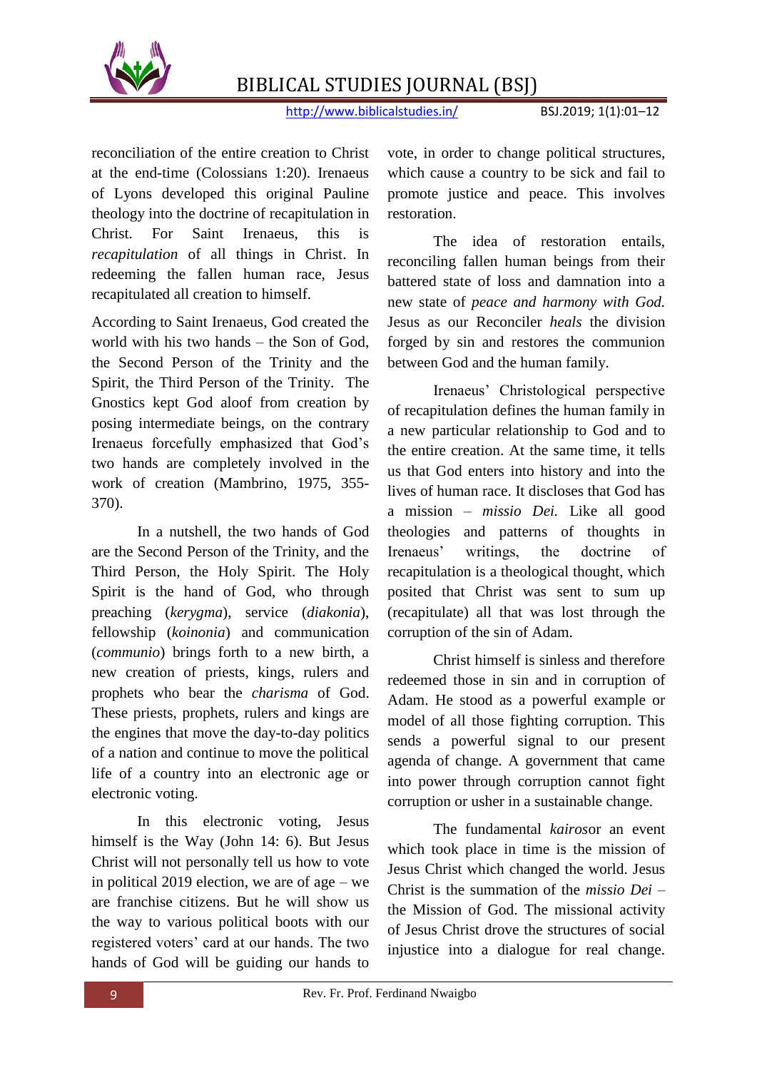reconciliation of the entire creation to Christ at the end-time (Colossians 1:20). Irenaeus of Lyons developed this original Pauline theology into the doctrine of recapitulation in Christ. For Saint Irenaeus, this is *recapitulation* of all things in Christ. In redeeming the fallen human race, Jesus recapitulated all creation to himself.

According to Saint Irenaeus, God created the world with his two hands – the Son of God, the Second Person of the Trinity and the Spirit, the Third Person of the Trinity. The Gnostics kept God aloof from creation by posing intermediate beings, on the contrary Irenaeus forcefully emphasized that God's two hands are completely involved in the work of creation (Mambrino, 1975, 355-370).

In a nutshell, the two hands of God are the Second Person of the Trinity, and the Third Person, the Holy Spirit. The Holy Spirit is the hand of God, who through preaching (*kerygma*), service (*diakonia*), fellowship (*koinonia*) and communication (*communio*) brings forth to a new birth, a new creation of priests, kings, rulers and prophets who bear the *charisma* of God. These priests, prophets, rulers and kings are the engines that move the day-to-day politics of a nation and continue to move the political life of a country into an electronic age or electronic voting.

In this electronic voting, Jesus himself is the Way (John 14: 6). But Jesus Christ will not personally tell us how to vote in political 2019 election, we are of age – we are franchise citizens. But he will show us the way to various political boots with our registered voters' card at our hands. The two hands of God will be guiding our hands to vote, in order to change political structures, which cause a country to be sick and fail to promote justice and peace. This involves restoration.

The idea of restoration entails, reconciling fallen human beings from their battered state of loss and damnation into a new state of *peace and harmony with God.* Jesus as our Reconciler *heals* the division forged by sin and restores the communion between God and the human family.

Irenaeus' Christological perspective of recapitulation defines the human family in a new particular relationship to God and to the entire creation. At the same time, it tells us that God enters into history and into the lives of human race. It discloses that God has a mission – *missio Dei.* Like all good theologies and patterns of thoughts in Irenaeus' writings, the doctrine of recapitulation is a theological thought, which posited that Christ was sent to sum up (recapitulate) all that was lost through the corruption of the sin of Adam.

Christ himself is sinless and therefore redeemed those in sin and in corruption of Adam. He stood as a powerful example or model of all those fighting corruption. This sends a powerful signal to our present agenda of change. A government that came into power through corruption cannot fight corruption or usher in a sustainable change.

The fundamental *kairos*or an event which took place in time is the mission of Jesus Christ which changed the world. Jesus Christ is the summation of the *missio Dei* – the Mission of God. The missional activity of Jesus Christ drove the structures of social injustice into a dialogue for real change.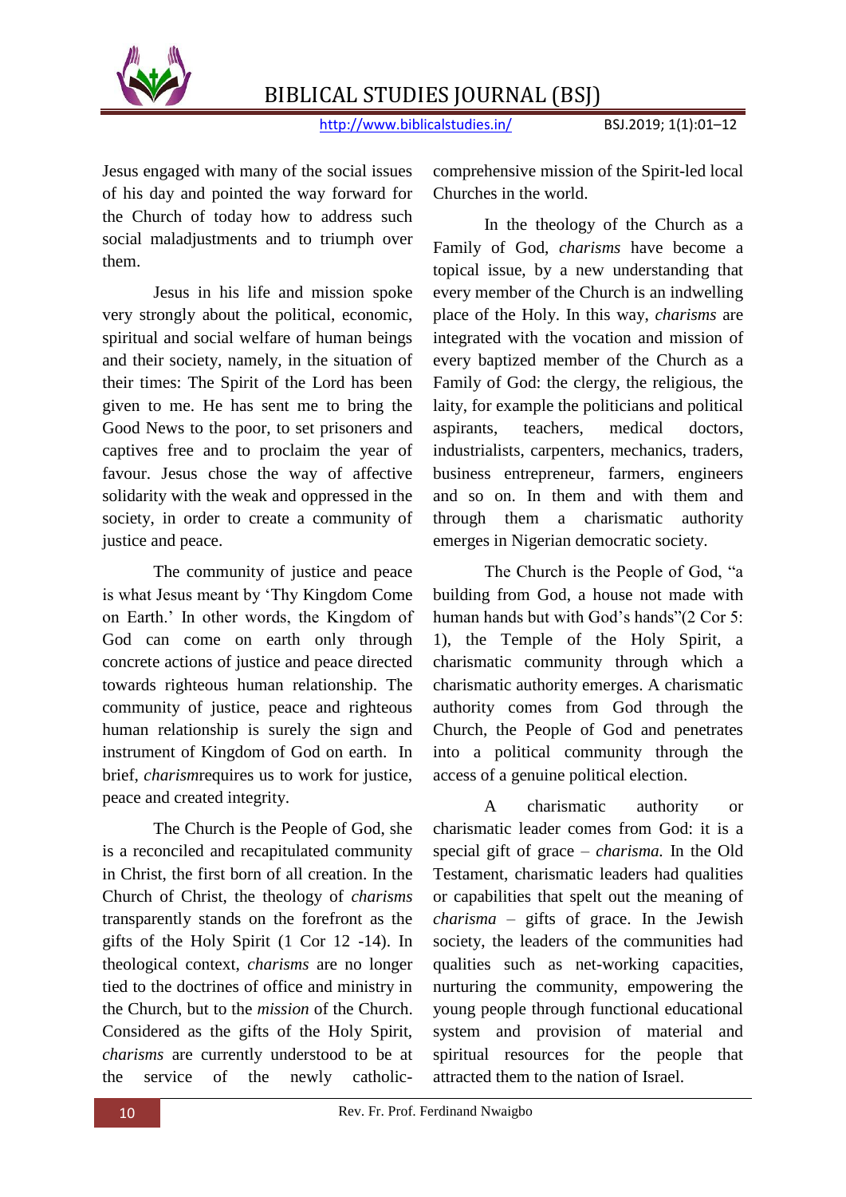Jesus engaged with many of the social issues of his day and pointed the way forward for the Church of today how to address such social maladjustments and to triumph over them.

Jesus in his life and mission spoke very strongly about the political, economic, spiritual and social welfare of human beings and their society, namely, in the situation of their times: The Spirit of the Lord has been given to me. He has sent me to bring the Good News to the poor, to set prisoners and captives free and to proclaim the year of favour. Jesus chose the way of affective solidarity with the weak and oppressed in the society, in order to create a community of justice and peace.

The community of justice and peace is what Jesus meant by 'Thy Kingdom Come on Earth.' In other words, the Kingdom of God can come on earth only through concrete actions of justice and peace directed towards righteous human relationship. The community of justice, peace and righteous human relationship is surely the sign and instrument of Kingdom of God on earth. In brief, *charism*requires us to work for justice, peace and created integrity.

The Church is the People of God, she is a reconciled and recapitulated community in Christ, the first born of all creation. In the Church of Christ, the theology of *charisms* transparently stands on the forefront as the gifts of the Holy Spirit (1 Cor 12 -14). In theological context, *charisms* are no longer tied to the doctrines of office and ministry in the Church, but to the *mission* of the Church. Considered as the gifts of the Holy Spirit, *charisms* are currently understood to be at the service of the newly catholic-comprehensive mission of the Spirit-led local Churches in the world.

In the theology of the Church as a Family of God, *charisms* have become a topical issue, by a new understanding that every member of the Church is an indwelling place of the Holy. In this way, *charisms* are integrated with the vocation and mission of every baptized member of the Church as a Family of God: the clergy, the religious, the laity, for example the politicians and political aspirants, teachers, medical doctors, industrialists, carpenters, mechanics, traders, business entrepreneur, farmers, engineers and so on. In them and with them and through them a charismatic authority emerges in Nigerian democratic society.

The Church is the People of God, "a building from God, a house not made with human hands but with God's hands"(2 Cor 5: 1), the Temple of the Holy Spirit, a charismatic community through which a charismatic authority emerges. A charismatic authority comes from God through the Church, the People of God and penetrates into a political community through the access of a genuine political election.

A charismatic authority or charismatic leader comes from God: it is a special gift of grace – *charisma.* In the Old Testament, charismatic leaders had qualities or capabilities that spelt out the meaning of *charisma* – gifts of grace. In the Jewish society, the leaders of the communities had qualities such as net-working capacities, nurturing the community, empowering the young people through functional educational system and provision of material and spiritual resources for the people that attracted them to the nation of Israel.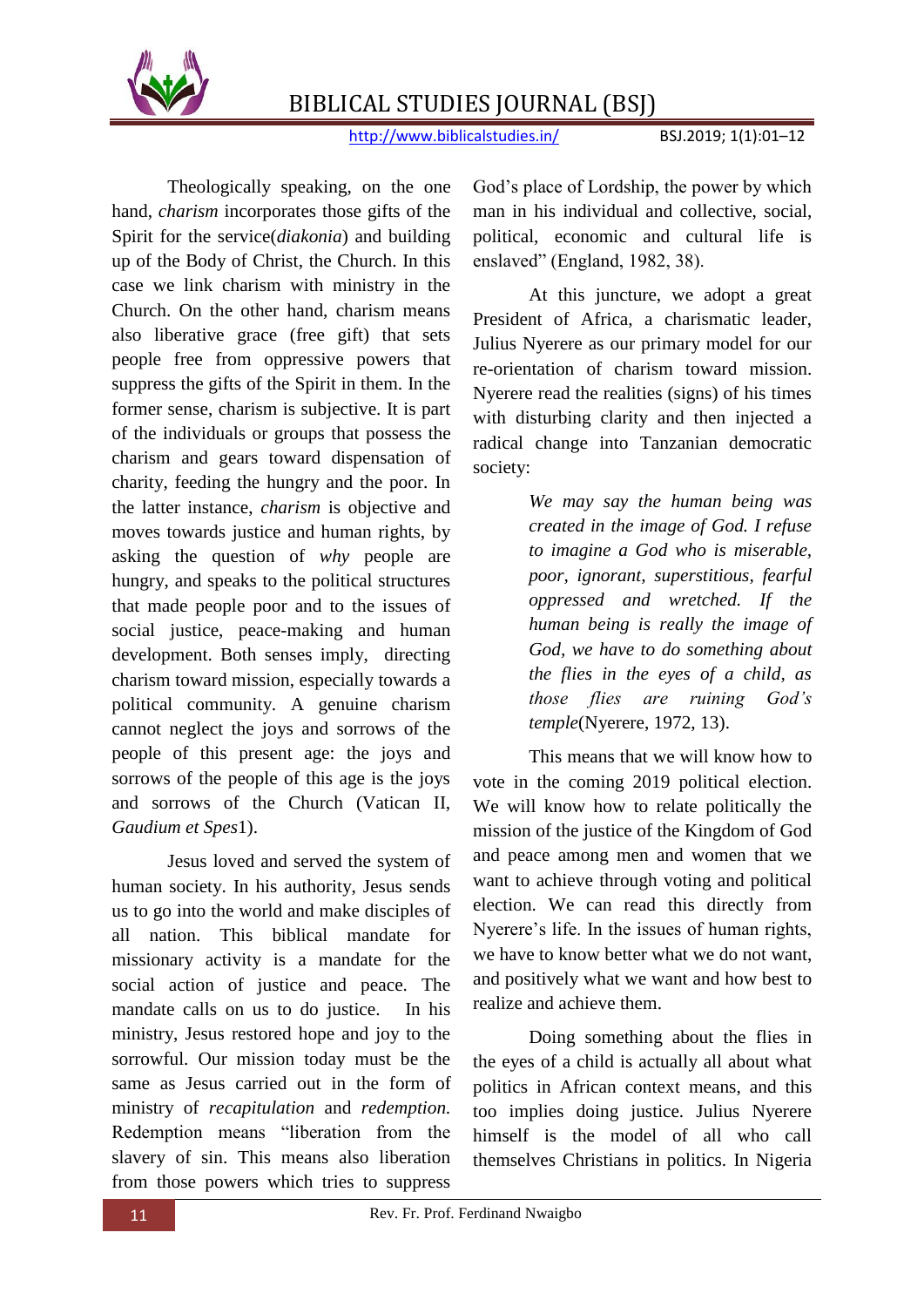Theologically speaking, on the one hand, *charism* incorporates those gifts of the Spirit for the service(*diakonia*) and building up of the Body of Christ, the Church. In this case we link charism with ministry in the Church. On the other hand, charism means also liberative grace (free gift) that sets people free from oppressive powers that suppress the gifts of the Spirit in them. In the former sense, charism is subjective. It is part of the individuals or groups that possess the charism and gears toward dispensation of charity, feeding the hungry and the poor. In the latter instance, *charism* is objective and moves towards justice and human rights, by asking the question of *why* people are hungry, and speaks to the political structures that made people poor and to the issues of social justice, peace-making and human development. Both senses imply, directing charism toward mission, especially towards a political community. A genuine charism cannot neglect the joys and sorrows of the people of this present age: the joys and sorrows of the people of this age is the joys and sorrows of the Church (Vatican II, *Gaudium et Spes*1).

Jesus loved and served the system of human society. In his authority, Jesus sends us to go into the world and make disciples of all nation. This biblical mandate for missionary activity is a mandate for the social action of justice and peace. The mandate calls on us to do justice. In his ministry, Jesus restored hope and joy to the sorrowful. Our mission today must be the same as Jesus carried out in the form of ministry of *recapitulation* and *redemption.* Redemption means "liberation from the slavery of sin. This means also liberation from those powers which tries to suppress God's place of Lordship, the power by which man in his individual and collective, social, political, economic and cultural life is enslaved" (England, 1982, 38).

At this juncture, we adopt a great President of Africa, a charismatic leader, Julius Nyerere as our primary model for our re-orientation of charism toward mission. Nyerere read the realities (signs) of his times with disturbing clarity and then injected a radical change into Tanzanian democratic society:

> *We may say the human being was created in the image of God. I refuse to imagine a God who is miserable, poor, ignorant, superstitious, fearful oppressed and wretched. If the human being is really the image of God, we have to do something about the flies in the eyes of a child, as those flies are ruining God's temple*(Nyerere, 1972, 13).

This means that we will know how to vote in the coming 2019 political election. We will know how to relate politically the mission of the justice of the Kingdom of God and peace among men and women that we want to achieve through voting and political election. We can read this directly from Nyerere's life. In the issues of human rights, we have to know better what we do not want, and positively what we want and how best to realize and achieve them.

Doing something about the flies in the eyes of a child is actually all about what politics in African context means, and this too implies doing justice. Julius Nyerere himself is the model of all who call themselves Christians in politics. In Nigeria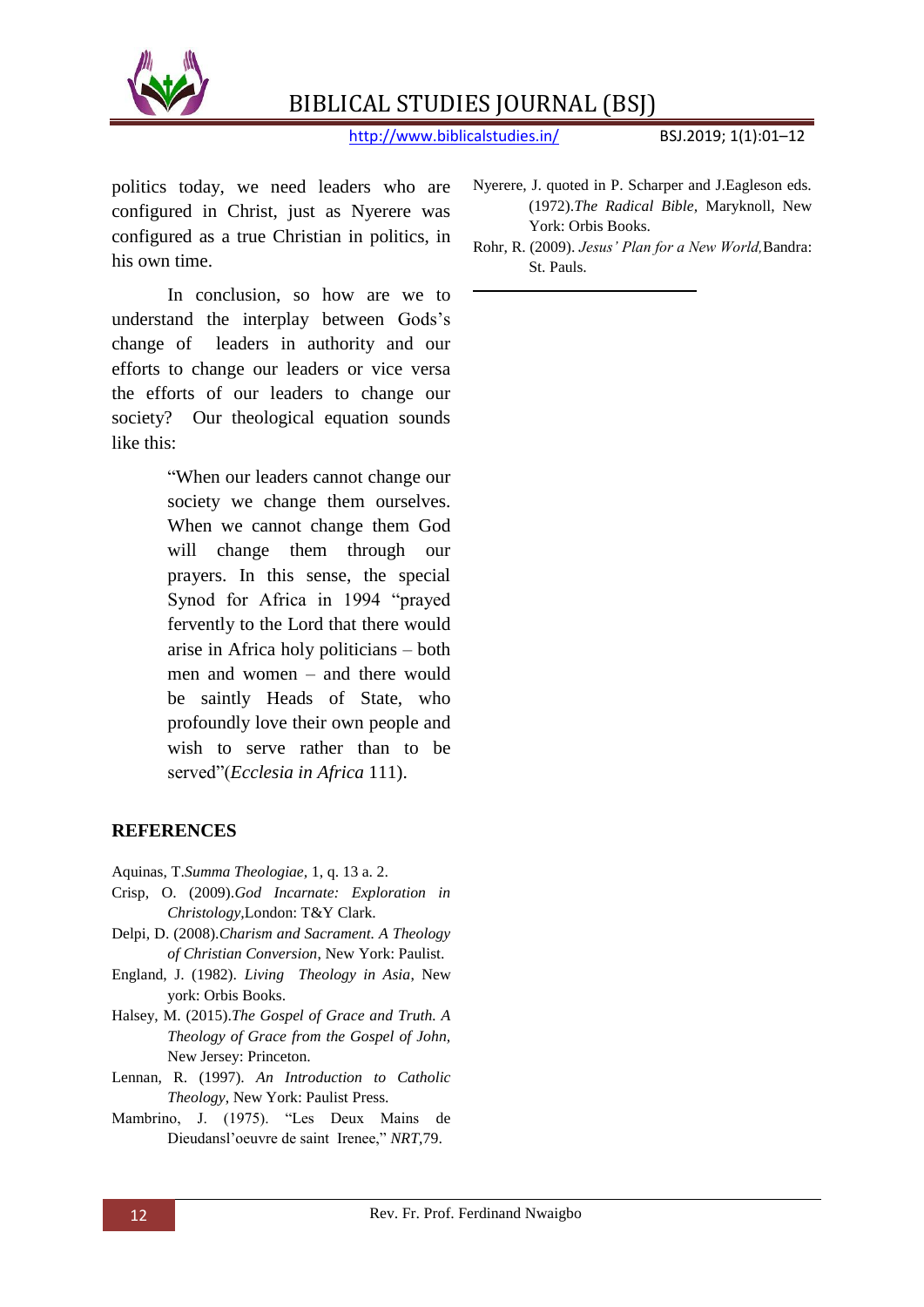politics today, we need leaders who are configured in Christ, just as Nyerere was configured as a true Christian in politics, in his own time.

In conclusion, so how are we to understand the interplay between Gods's change of leaders in authority and our efforts to change our leaders or vice versa the efforts of our leaders to change our society? Our theological equation sounds like this:

> "When our leaders cannot change our society we change them ourselves. When we cannot change them God will change them through our prayers. In this sense, the special Synod for Africa in 1994 "prayed fervently to the Lord that there would arise in Africa holy politicians – both men and women – and there would be saintly Heads of State, who profoundly love their own people and wish to serve rather than to be served"(*Ecclesia in Africa* 111).

## REFERENCES

Aquinas, T.*Summa Theologiae,* 1, q. 13 a. 2.

Crisp, O. (2009).*God Incarnate: Exploration in Christology*,London: T&Y Clark.

Delpi, D. (2008).*Charism and Sacrament. A Theology of Christian Conversion*, New York: Paulist.

England, J. (1982). *Living Theology in Asia*, New york: Orbis Books.

Halsey, M. (2015).*The Gospel of Grace and Truth. A Theology of Grace from the Gospel of John,* New Jersey: Princeton.

Lennan, R. (1997). *An Introduction to Catholic Theology*, New York: Paulist Press.

Mambrino, J. (1975). "Les Deux Mains de Dieudansl'oeuvre de saint Irenee," *NRT*,79.

Nyerere, J. quoted in P. Scharper and J.Eagleson eds. (1972).*The Radical Bible*, Maryknoll, New York: Orbis Books.

Rohr, R. (2009). *Jesus' Plan for a New World,*Bandra: St. Pauls.